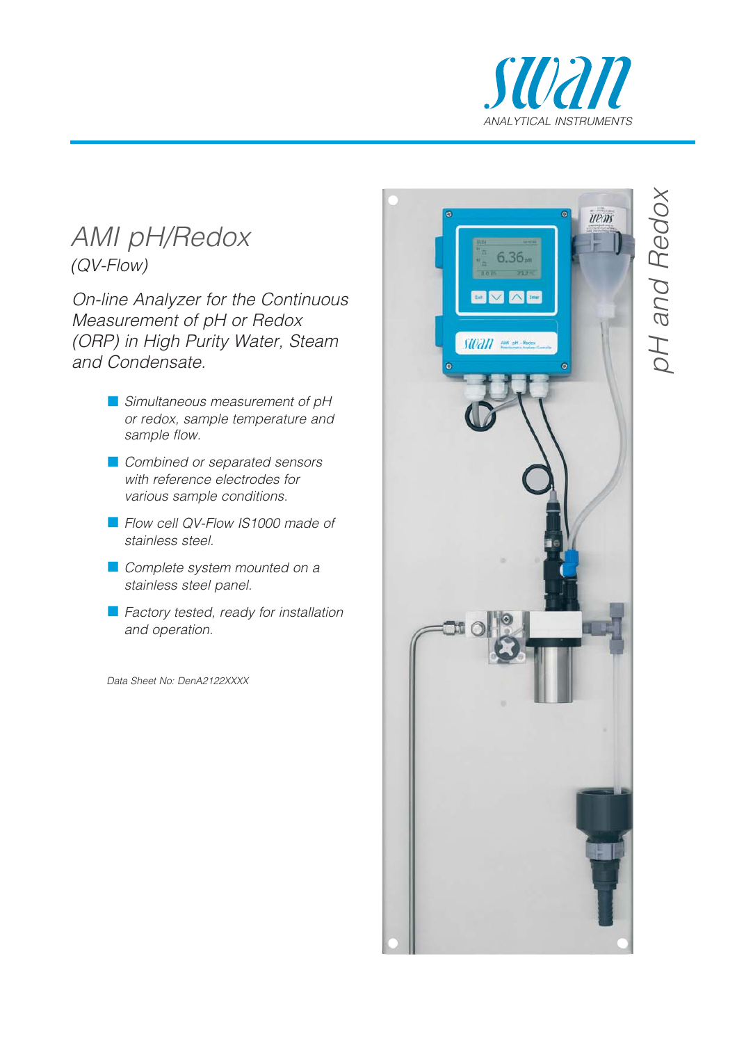swan

ANALYTICAL INSTRUMENTS

# AMI pH/Redox

*(QV-Flow)*

*On-line Analyzer for the Continuous Measurement of pH or Redox (ORP) in High Purity Water, Steam and Condensate.*

- *Simultaneous measurement of pH or redox, sample temperature and sample flow.*
- *Combined or separated sensors with reference electrodes for various sample conditions.*
- *Flow cell QV-Flow IS1000 made of stainless steel.*
- *Complete system mounted on a stainless steel panel.*
- *Factory tested, ready for installation and operation.*

*Data Sheet No: DenA2122XXXX*

*pH and Redox*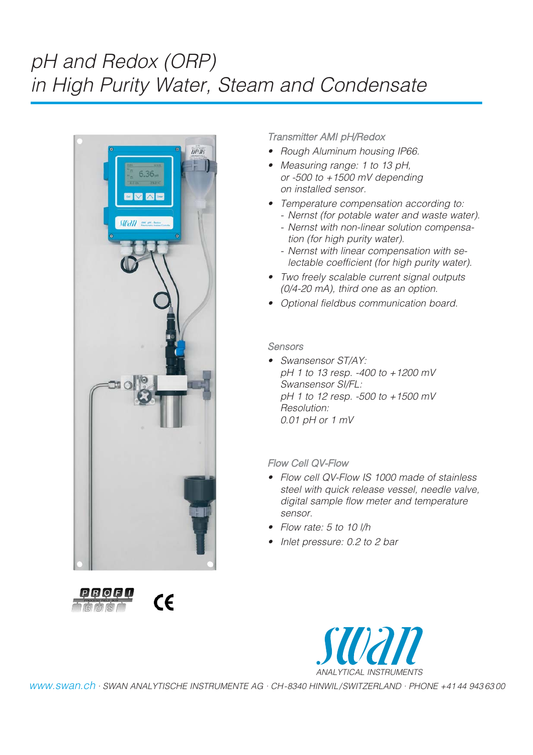# pH and Redox (ORP) in High Purity Water, Steam and Condensate

### Transmitter AMI pH/Redox

- Rough Aluminum housing IP66.
- Measuring range: 1 to 13 pH, or -500 to +1500 mV depending on installed sensor.
- Temperature compensation according to:
  - Nernst (for potable water and waste water).
  - Nernst with non-linear solution compensation (for high purity water).
  - Nernst with linear compensation with selectable coefficient (for high purity water).
- Two freely scalable current signal outputs (0/4-20 mA), third one as an option.
- Optional fieldbus communication board.

### Sensors

- Swansensor ST/AY:
  pH 1 to 13 resp. -400 to +1200 mV
  Swansensor SI/FL:
  pH 1 to 12 resp. -500 to +1500 mV
  Resolution:
  0.01 pH or 1 mV

### Flow Cell QV-Flow

- Flow cell QV-Flow IS 1000 made of stainless steel with quick release vessel, needle valve, digital sample flow meter and temperature sensor.
- Flow rate: 5 to 10 l/h
- Inlet pressure: 0.2 to 2 bar

PROFI BUS

CE

swan
ANALYTICAL INSTRUMENTS

www.swan.ch · SWAN ANALYTISCHE INSTRUMENTE AG · CH-8340 HINWIL/SWITZERLAND · PHONE +41 44 943 63 00